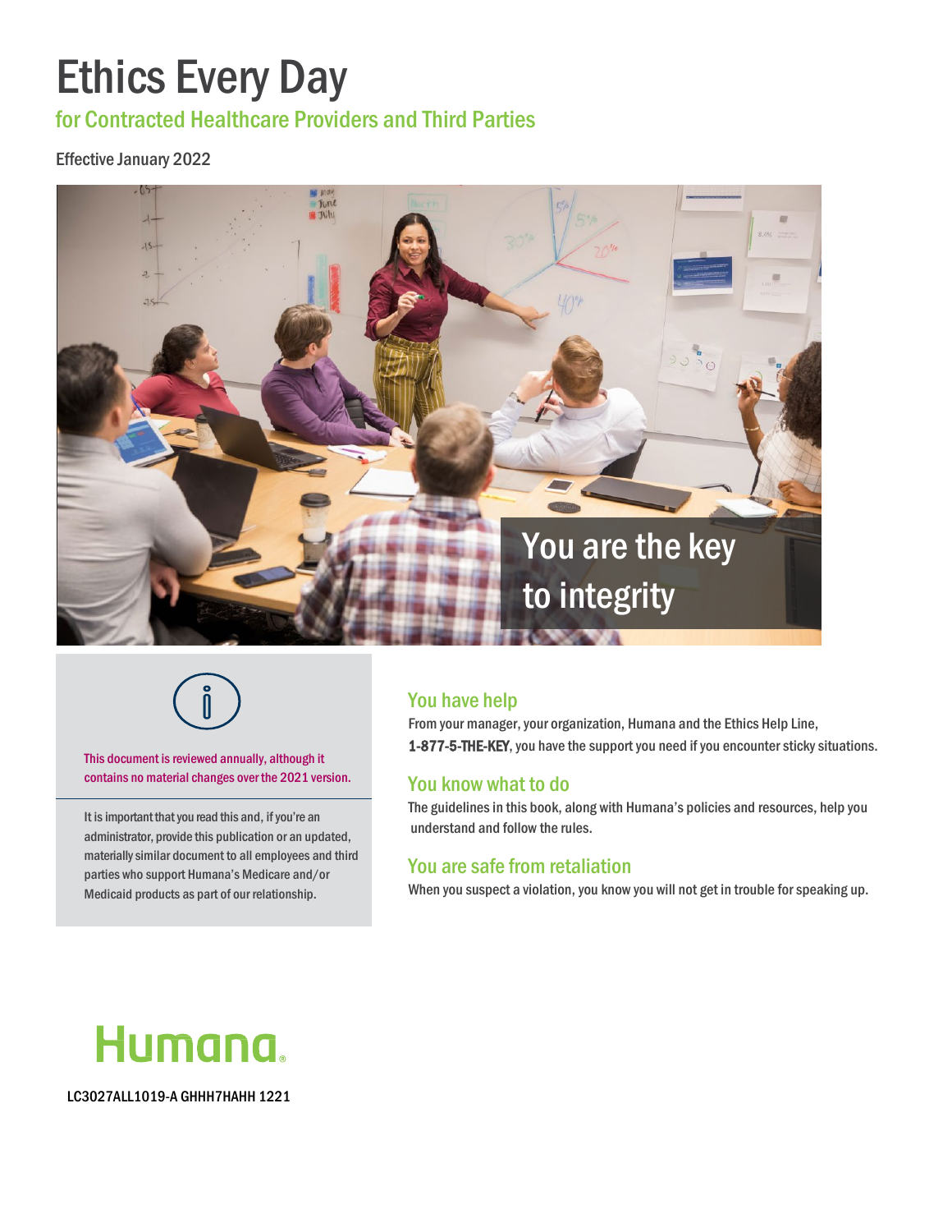# Ethics Every Day

## for Contracted Healthcare Providers and Third Parties

Effective January 2022

You are the key to integrity

This document is reviewed annually, although it contains no material changes over the 2021 version.

It is important that you read this and, if you're an administrator, provide this publication or an updated, materially similar document to all employees and third parties who support Humana's Medicare and/or Medicaid products as part of our relationship.

### You have help

From your manager, your organization, Humana and the Ethics Help Line, **1-877-5-THE-KEY**, you have the support you need if you encounter sticky situations.

### You know what to do

The guidelines in this book, along with Humana's policies and resources, help you understand and follow the rules.

### You are safe from retaliation

When you suspect a violation, you know you will not get in trouble for speaking up.

Humana.

LC3027ALL1019-A GHHH7HAHH 1221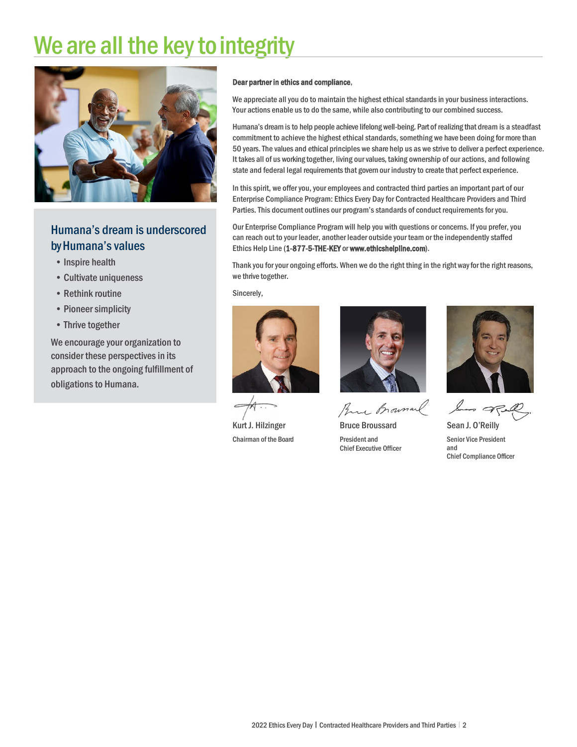# We are all the key to integrity

## Humana's dream is underscored by Humana's values

- Inspire health
- Cultivate uniqueness
- Rethink routine
- Pioneer simplicity
- Thrive together

We encourage your organization to consider these perspectives in its approach to the ongoing fulfillment of obligations to Humana.

**Dear partner in ethics and compliance**,

We appreciate all you do to maintain the highest ethical standards in your business interactions. Your actions enable us to do the same, while also contributing to our combined success.

Humana's dream is to help people achieve lifelong well-being. Part of realizing that dream is a steadfast commitment to achieve the highest ethical standards, something we have been doing for more than 50 years. The values and ethical principles we share help us as we strive to deliver a perfect experience. It takes all of us working together, living our values, taking ownership of our actions, and following state and federal legal requirements that govern our industry to create that perfect experience.

In this spirit, we offer you, your employees and contracted third parties an important part of our Enterprise Compliance Program: Ethics Every Day for Contracted Healthcare Providers and Third Parties. This document outlines our program's standards of conduct requirements for you.

Our Enterprise Compliance Program will help you with questions or concerns. If you prefer, you can reach out to your leader, another leader outside your team or the independently staffed Ethics Help Line (**1-877-5-THE-KEY** or **www.ethicshelpline.com**).

Thank you for your ongoing efforts. When we do the right thing in the right way for the right reasons, we thrive together.

Sincerely,

Kurt J. Hilzinger
Chairman of the Board

Bruce Broussard
President and
Chief Executive Officer

Sean J. O'Reilly
Senior Vice President
and
Chief Compliance Officer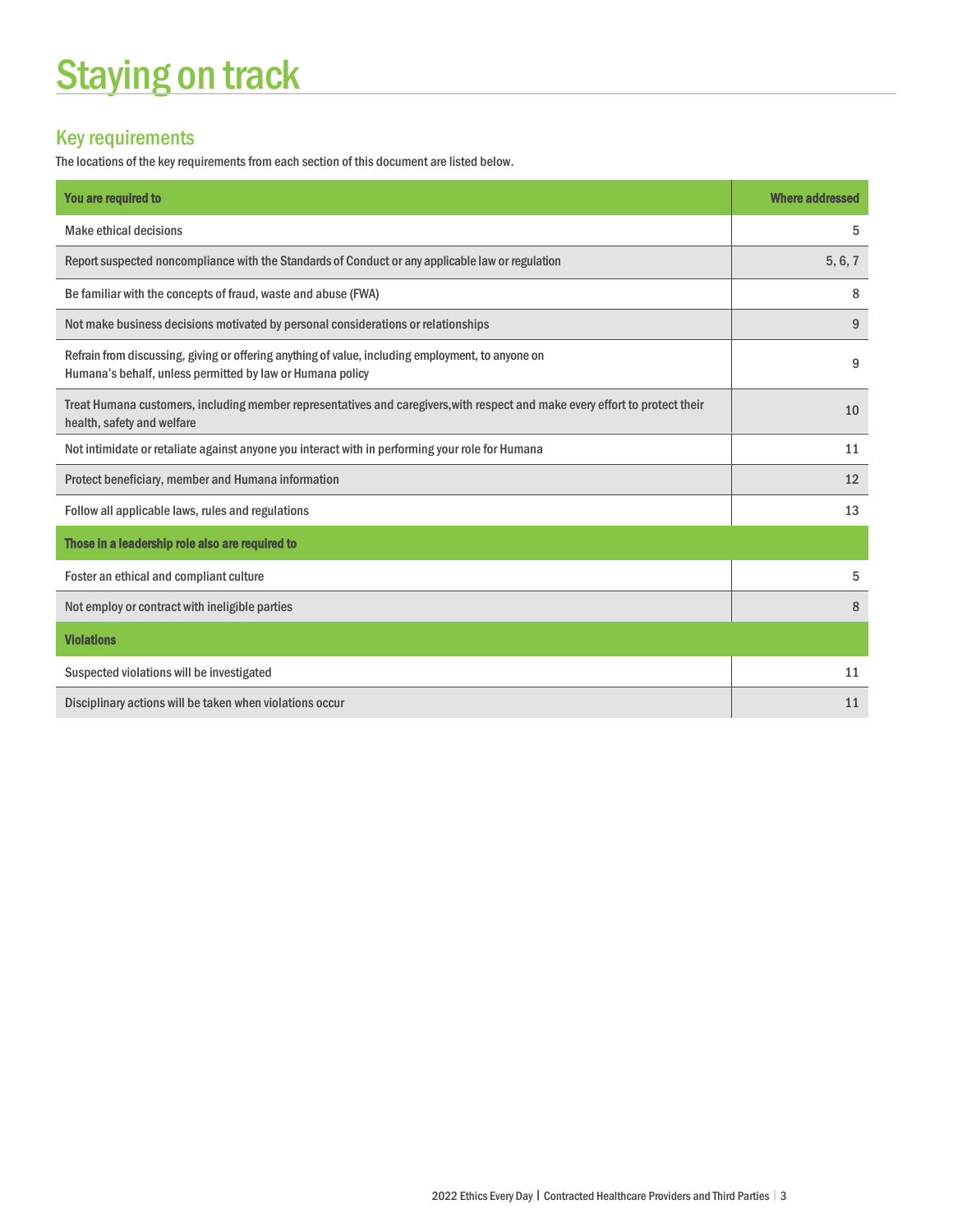# Staying on track

## Key requirements

The locations of the key requirements from each section of this document are listed below.

| You are required to | Where addressed |
|---|---|
| Make ethical decisions | 5 |
| Report suspected noncompliance with the Standards of Conduct or any applicable law or regulation | 5, 6, 7 |
| Be familiar with the concepts of fraud, waste and abuse (FWA) | 8 |
| Not make business decisions motivated by personal considerations or relationships | 9 |
| Refrain from discussing, giving or offering anything of value, including employment, to anyone on Humana's behalf, unless permitted by law or Humana policy | 9 |
| Treat Humana customers, including member representatives and caregivers,with respect and make every effort to protect their health, safety and welfare | 10 |
| Not intimidate or retaliate against anyone you interact with in performing your role for Humana | 11 |
| Protect beneficiary, member and Humana information | 12 |
| Follow all applicable laws, rules and regulations | 13 |
| **Those in a leadership role also are required to** | |
| Foster an ethical and compliant culture | 5 |
| Not employ or contract with ineligible parties | 8 |
| **Violations** | |
| Suspected violations will be investigated | 11 |
| Disciplinary actions will be taken when violations occur | 11 |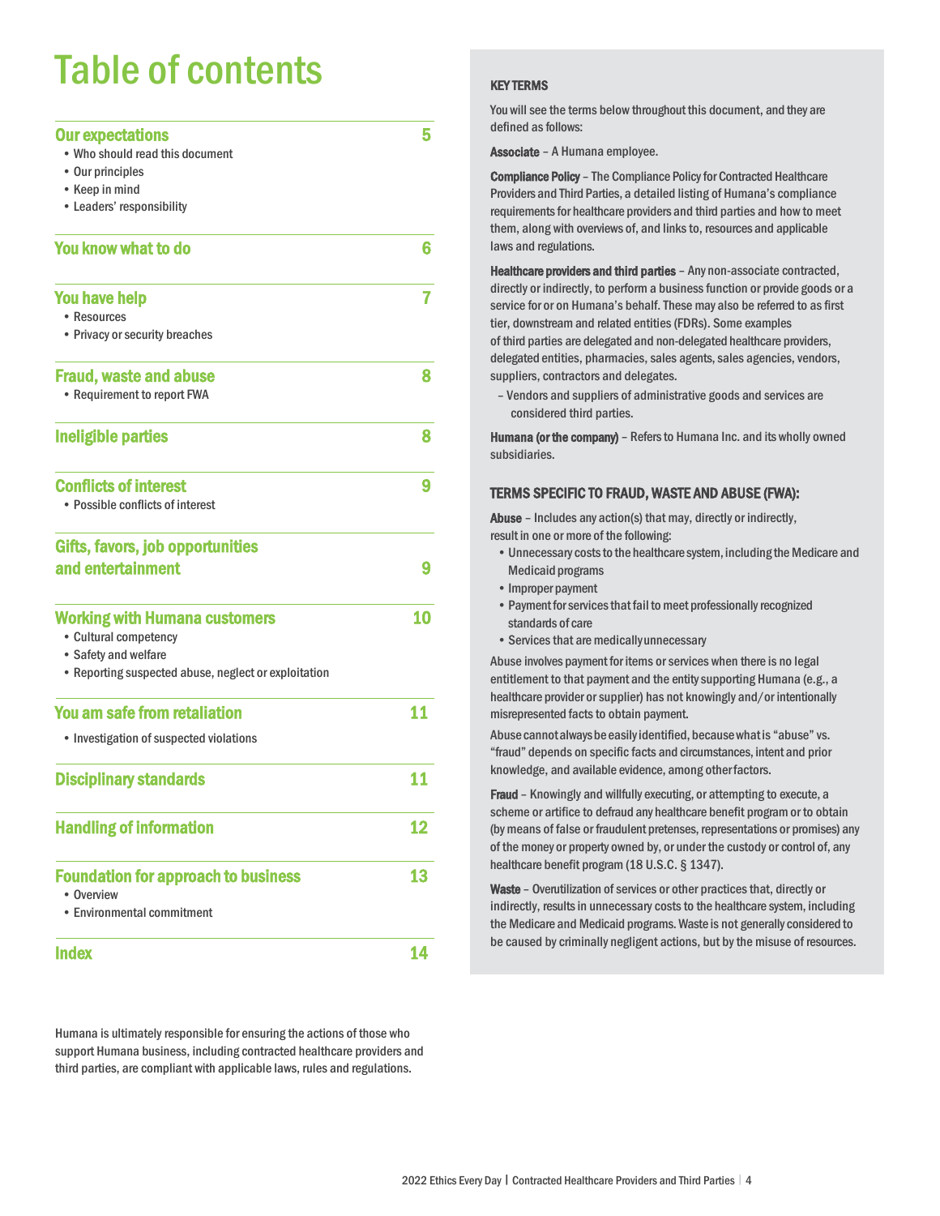# Table of contents

| | |
|---|---|
| **Our expectations**<br>• Who should read this document<br>• Our principles<br>• Keep in mind<br>• Leaders' responsibility | 5 |
| **You know what to do** | 6 |
| **You have help**<br>• Resources<br>• Privacy or security breaches | 7 |
| **Fraud, waste and abuse**<br>• Requirement to report FWA | 8 |
| **Ineligible parties** | 8 |
| **Conflicts of interest**<br>• Possible conflicts of interest | 9 |
| **Gifts, favors, job opportunities and entertainment** | 9 |
| **Working with Humana customers**<br>• Cultural competency<br>• Safety and welfare<br>• Reporting suspected abuse, neglect or exploitation | 10 |
| **You am safe from retaliation**<br>• Investigation of suspected violations | 11 |
| **Disciplinary standards** | 11 |
| **Handling of information** | 12 |
| **Foundation for approach to business**<br>• Overview<br>• Environmental commitment | 13 |
| **Index** | 14 |

Humana is ultimately responsible for ensuring the actions of those who support Humana business, including contracted healthcare providers and third parties, are compliant with applicable laws, rules and regulations.

## KEY TERMS

You will see the terms below throughout this document, and they are defined as follows:

**Associate** – A Humana employee.

**Compliance Policy** – The Compliance Policy for Contracted Healthcare Providers and Third Parties, a detailed listing of Humana's compliance requirements for healthcare providers and third parties and how to meet them, along with overviews of, and links to, resources and applicable laws and regulations.

**Healthcare providers and third parties** – Any non-associate contracted, directly or indirectly, to perform a business function or provide goods or a service for or on Humana's behalf. These may also be referred to as first tier, downstream and related entities (FDRs). Some examples of third parties are delegated and non-delegated healthcare providers, delegated entities, pharmacies, sales agents, sales agencies, vendors, suppliers, contractors and delegates.

– Vendors and suppliers of administrative goods and services are considered third parties.

**Humana (or the company)** – Refers to Humana Inc. and its wholly owned subsidiaries.

## TERMS SPECIFIC TO FRAUD, WASTE AND ABUSE (FWA):

**Abuse** – Includes any action(s) that may, directly or indirectly, result in one or more of the following:

- Unnecessary costs to the healthcare system, including the Medicare and Medicaid programs
- Improper payment
- Payment for services that fail to meet professionally recognized standards of care
- Services that are medically unnecessary

Abuse involves payment for items or services when there is no legal entitlement to that payment and the entity supporting Humana (e.g., a healthcare provider or supplier) has not knowingly and/or intentionally misrepresented facts to obtain payment.

Abuse cannot always be easily identified, because what is "abuse" vs. "fraud" depends on specific facts and circumstances, intent and prior knowledge, and available evidence, among other factors.

**Fraud** – Knowingly and willfully executing, or attempting to execute, a scheme or artifice to defraud any healthcare benefit program or to obtain (by means of false or fraudulent pretenses, representations or promises) any of the money or property owned by, or under the custody or control of, any healthcare benefit program (18 U.S.C. § 1347).

**Waste** – Overutilization of services or other practices that, directly or indirectly, results in unnecessary costs to the healthcare system, including the Medicare and Medicaid programs. Waste is not generally considered to be caused by criminally negligent actions, but by the misuse of resources.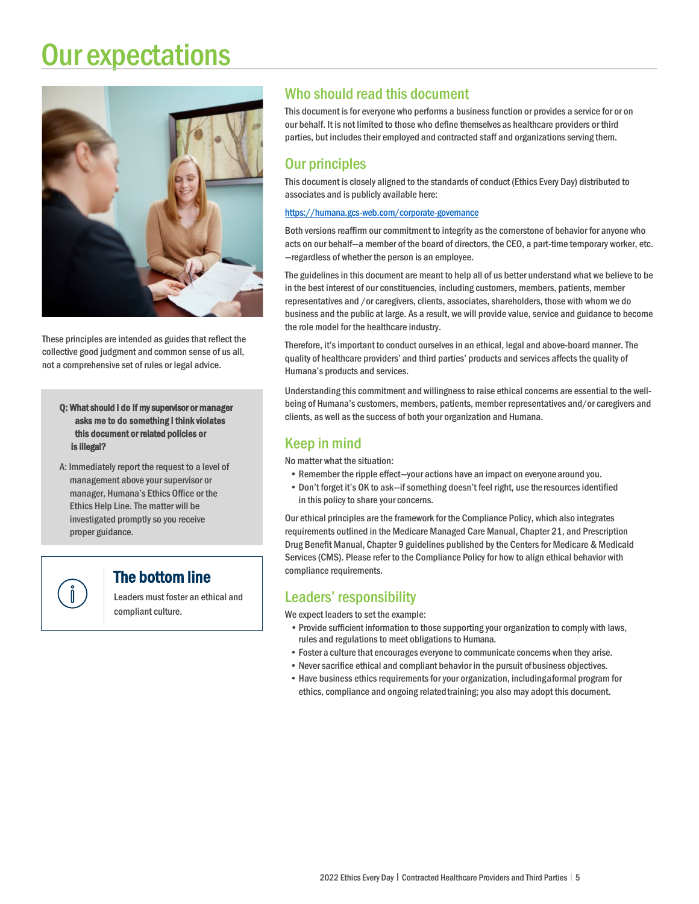# Our expectations

These principles are intended as guides that reflect the collective good judgment and common sense of us all, not a comprehensive set of rules or legal advice.

**Q: What should I do if my supervisor or manager asks me to do something I think violates this document or related policies or is illegal?**

A: Immediately report the request to a level of management above your supervisor or manager, Humana's Ethics Office or the Ethics Help Line. The matter will be investigated promptly so you receive proper guidance.

> **The bottom line**
>
> Leaders must foster an ethical and compliant culture.

## Who should read this document

This document is for everyone who performs a business function or provides a service for or on our behalf. It is not limited to those who define themselves as healthcare providers or third parties, but includes their employed and contracted staff and organizations serving them.

## Our principles

This document is closely aligned to the standards of conduct (Ethics Every Day) distributed to associates and is publicly available here:

https://humana.gcs-web.com/corporate-governance

Both versions reaffirm our commitment to integrity as the cornerstone of behavior for anyone who acts on our behalf—a member of the board of directors, the CEO, a part-time temporary worker, etc.—regardless of whether the person is an employee.

The guidelines in this document are meant to help all of us better understand what we believe to be in the best interest of our constituencies, including customers, members, patients, member representatives and /or caregivers, clients, associates, shareholders, those with whom we do business and the public at large. As a result, we will provide value, service and guidance to become the role model for the healthcare industry.

Therefore, it's important to conduct ourselves in an ethical, legal and above-board manner. The quality of healthcare providers' and third parties' products and services affects the quality of Humana's products and services.

Understanding this commitment and willingness to raise ethical concerns are essential to the well-being of Humana's customers, members, patients, member representatives and/or caregivers and clients, as well as the success of both your organization and Humana.

## Keep in mind

No matter what the situation:

- Remember the ripple effect—your actions have an impact on everyone around you.
- Don't forget it's OK to ask—if something doesn't feel right, use the resources identified in this policy to share your concerns.

Our ethical principles are the framework for the Compliance Policy, which also integrates requirements outlined in the Medicare Managed Care Manual, Chapter 21, and Prescription Drug Benefit Manual, Chapter 9 guidelines published by the Centers for Medicare & Medicaid Services (CMS). Please refer to the Compliance Policy for how to align ethical behavior with compliance requirements.

## Leaders' responsibility

We expect leaders to set the example:

- Provide sufficient information to those supporting your organization to comply with laws, rules and regulations to meet obligations to Humana.
- Foster a culture that encourages everyone to communicate concerns when they arise.
- Never sacrifice ethical and compliant behavior in the pursuit of business objectives.
- Have business ethics requirements for your organization, including a formal program for ethics, compliance and ongoing related training; you also may adopt this document.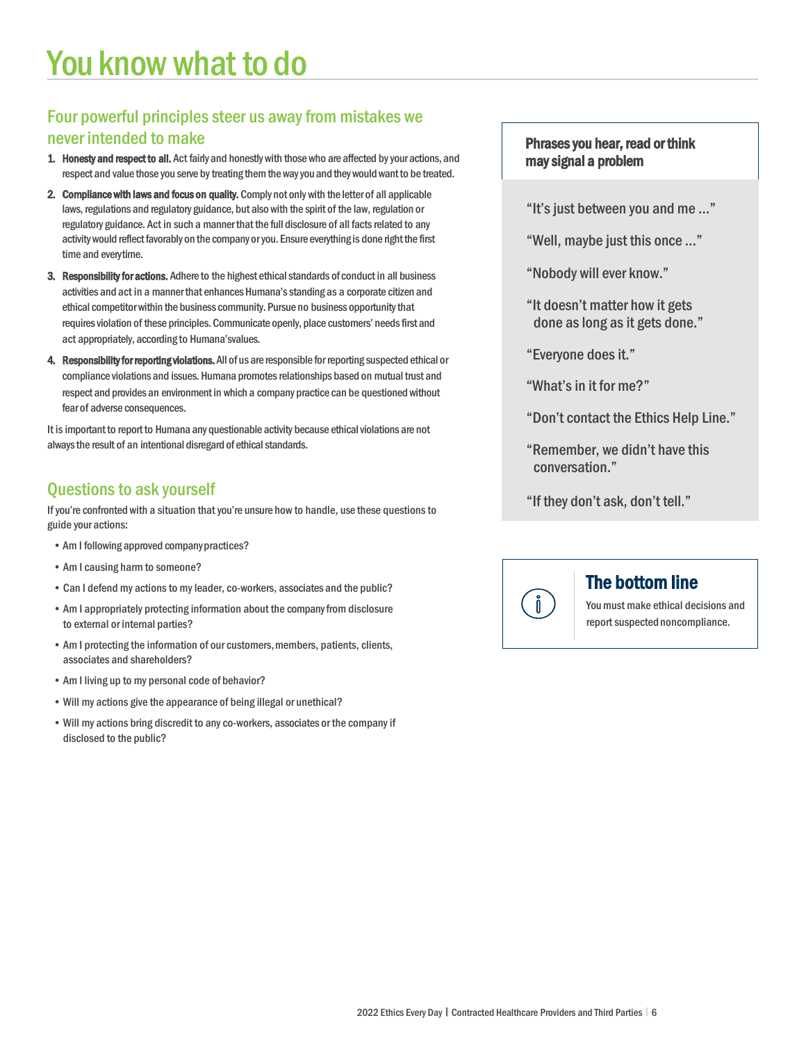# You know what to do

## Four powerful principles steer us away from mistakes we never intended to make

1. **Honesty and respect to all.** Act fairly and honestly with those who are affected by your actions, and respect and value those you serve by treating them the way you and they would want to be treated.
2. **Compliance with laws and focus on quality.** Comply not only with the letter of all applicable laws, regulations and regulatory guidance, but also with the spirit of the law, regulation or regulatory guidance. Act in such a manner that the full disclosure of all facts related to any activity would reflect favorably on the company or you. Ensure everything is done right the first time and everytime.
3. **Responsibility for actions.** Adhere to the highest ethical standards of conduct in all business activities and act in a manner that enhances Humana's standing as a corporate citizen and ethical competitor within the business community. Pursue no business opportunity that requires violation of these principles. Communicate openly, place customers' needs first and act appropriately, according to Humana'svalues.
4. **Responsibility for reporting violations.** All of us are responsible for reporting suspected ethical or compliance violations and issues. Humana promotes relationships based on mutual trust and respect and provides an environment in which a company practice can be questioned without fear of adverse consequences.

It is important to report to Humana any questionable activity because ethical violations are not always the result of an intentional disregard of ethical standards.

## Questions to ask yourself

If you're confronted with a situation that you're unsure how to handle, use these questions to guide your actions:

- Am I following approved company practices?
- Am I causing harm to someone?
- Can I defend my actions to my leader, co-workers, associates and the public?
- Am I appropriately protecting information about the company from disclosure to external or internal parties?
- Am I protecting the information of our customers, members, patients, clients, associates and shareholders?
- Am I living up to my personal code of behavior?
- Will my actions give the appearance of being illegal or unethical?
- Will my actions bring discredit to any co-workers, associates or the company if disclosed to the public?

**Phrases you hear, read or think may signal a problem**

"It's just between you and me ..."

"Well, maybe just this once ..."

"Nobody will ever know."

"It doesn't matter how it gets done as long as it gets done."

"Everyone does it."

"What's in it for me?"

"Don't contact the Ethics Help Line."

"Remember, we didn't have this conversation."

"If they don't ask, don't tell."

### The bottom line

You must make ethical decisions and report suspected noncompliance.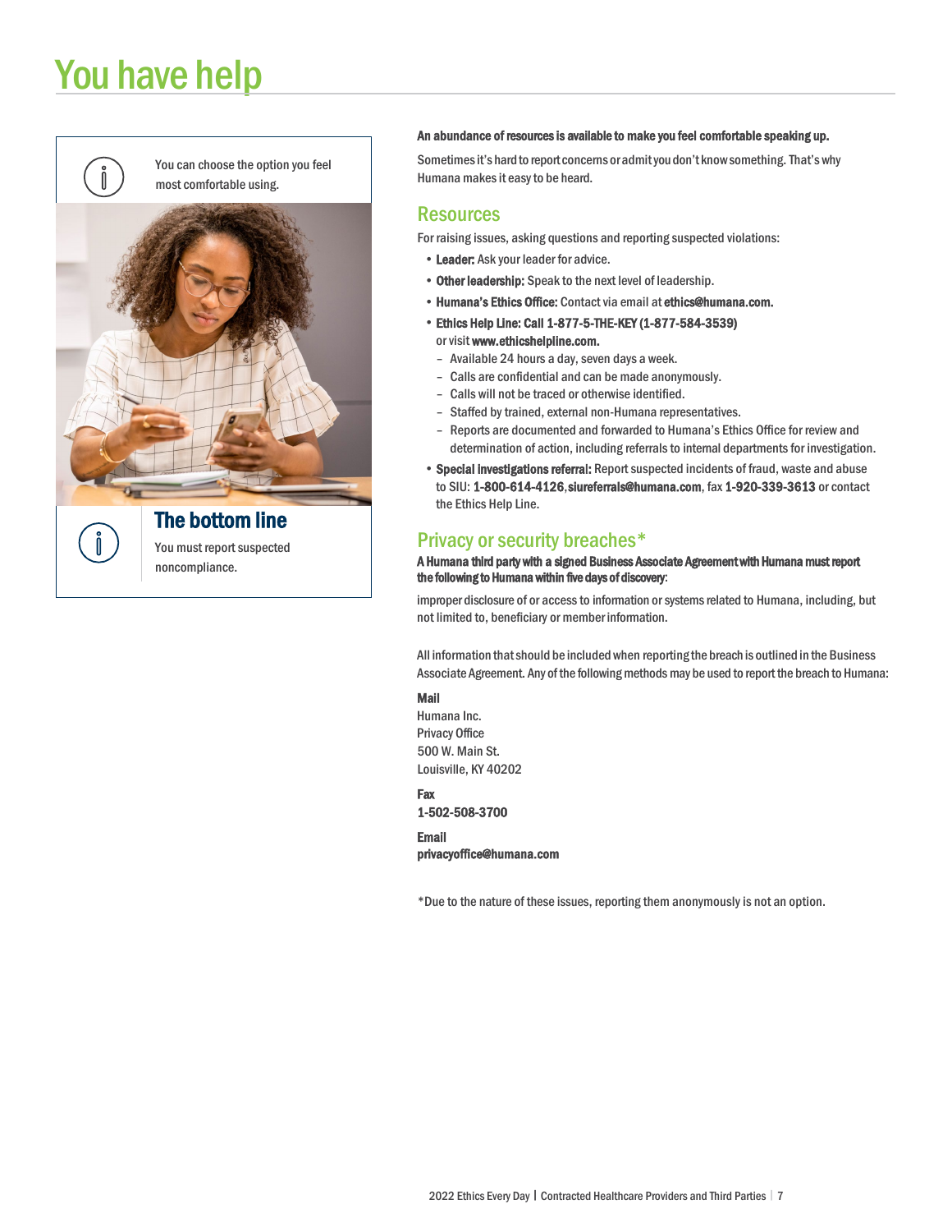# You have help

You can choose the option you feel most comfortable using.

## The bottom line

You must report suspected noncompliance.

**An abundance of resources is available to make you feel comfortable speaking up.**

Sometimes it's hard to report concerns or admit you don't know something. That's why Humana makes it easy to be heard.

## Resources

For raising issues, asking questions and reporting suspected violations:

- **Leader:** Ask your leader for advice.
- **Other leadership:** Speak to the next level of leadership.
- **Humana's Ethics Office:** Contact via email at **ethics@humana.com.**
- **Ethics Help Line: Call 1-877-5-THE-KEY (1-877-584-3539)** or visit **www.ethicshelpline.com.**
  - Available 24 hours a day, seven days a week.
  - Calls are confidential and can be made anonymously.
  - Calls will not be traced or otherwise identified.
  - Staffed by trained, external non-Humana representatives.
  - Reports are documented and forwarded to Humana's Ethics Office for review and determination of action, including referrals to internal departments for investigation.
- **Special investigations referral:** Report suspected incidents of fraud, waste and abuse to SIU: **1-800-614-4126**, **siureferrals@humana.com**, fax **1-920-339-3613** or contact the Ethics Help Line.

## Privacy or security breaches*

**A Humana third party with a signed Business Associate Agreement with Humana must report the following to Humana within five days of discovery**:

improper disclosure of or access to information or systems related to Humana, including, but not limited to, beneficiary or member information.

All information that should be included when reporting the breach is outlined in the Business Associate Agreement. Any of the following methods may be used to report the breach to Humana:

**Mail**
Humana Inc.
Privacy Office
500 W. Main St.
Louisville, KY 40202

**Fax**
**1-502-508-3700**

**Email**
**privacyoffice@humana.com**

*Due to the nature of these issues, reporting them anonymously is not an option.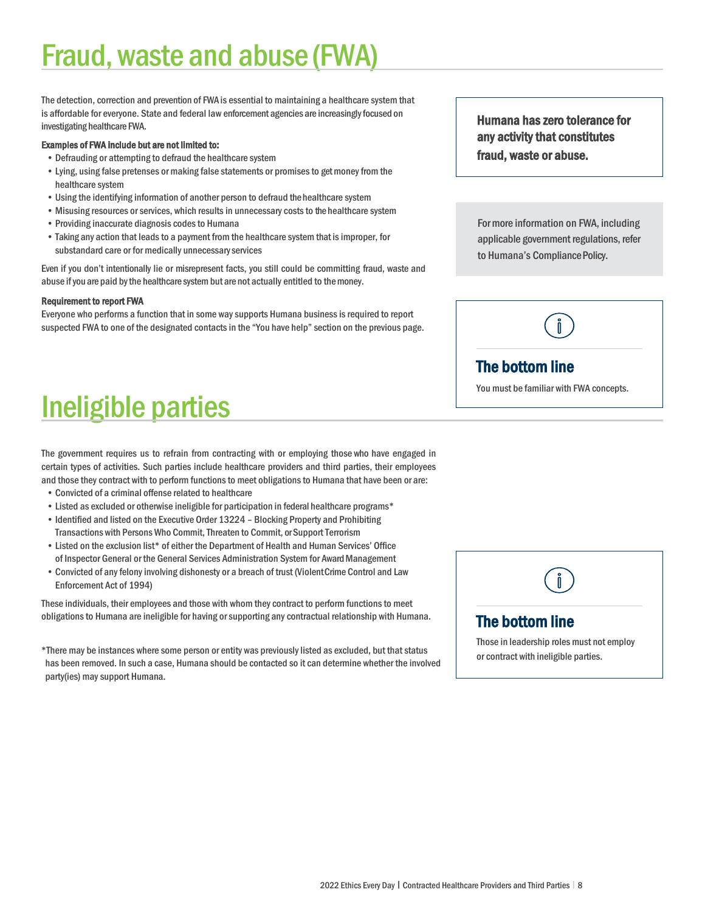# Fraud, waste and abuse (FWA)

The detection, correction and prevention of FWA is essential to maintaining a healthcare system that is affordable for everyone. State and federal law enforcement agencies are increasingly focused on investigating healthcare FWA.

**Examples of FWA include but are not limited to:**

- Defrauding or attempting to defraud the healthcare system
- Lying, using false pretenses or making false statements or promises to get money from the healthcare system
- Using the identifying information of another person to defraud the healthcare system
- Misusing resources or services, which results in unnecessary costs to the healthcare system
- Providing inaccurate diagnosis codes to Humana
- Taking any action that leads to a payment from the healthcare system that is improper, for substandard care or for medically unnecessary services

Even if you don't intentionally lie or misrepresent facts, you still could be committing fraud, waste and abuse if you are paid by the healthcare system but are not actually entitled to the money.

**Requirement to report FWA**

Everyone who performs a function that in some way supports Humana business is required to report suspected FWA to one of the designated contacts in the "You have help" section on the previous page.

**Humana has zero tolerance for any activity that constitutes fraud, waste or abuse.**

For more information on FWA, including applicable government regulations, refer to Humana's Compliance Policy.

### The bottom line

You must be familiar with FWA concepts.

# Ineligible parties

The government requires us to refrain from contracting with or employing those who have engaged in certain types of activities. Such parties include healthcare providers and third parties, their employees and those they contract with to perform functions to meet obligations to Humana that have been or are:

- Convicted of a criminal offense related to healthcare
- Listed as excluded or otherwise ineligible for participation in federal healthcare programs*
- Identified and listed on the Executive Order 13224 – Blocking Property and Prohibiting Transactions with Persons Who Commit, Threaten to Commit, or Support Terrorism
- Listed on the exclusion list* of either the Department of Health and Human Services' Office of Inspector General or the General Services Administration System for Award Management
- Convicted of any felony involving dishonesty or a breach of trust (Violent Crime Control and Law Enforcement Act of 1994)

These individuals, their employees and those with whom they contract to perform functions to meet obligations to Humana are ineligible for having or supporting any contractual relationship with Humana.

*There may be instances where some person or entity was previously listed as excluded, but that status has been removed. In such a case, Humana should be contacted so it can determine whether the involved party(ies) may support Humana.

### The bottom line

Those in leadership roles must not employ or contract with ineligible parties.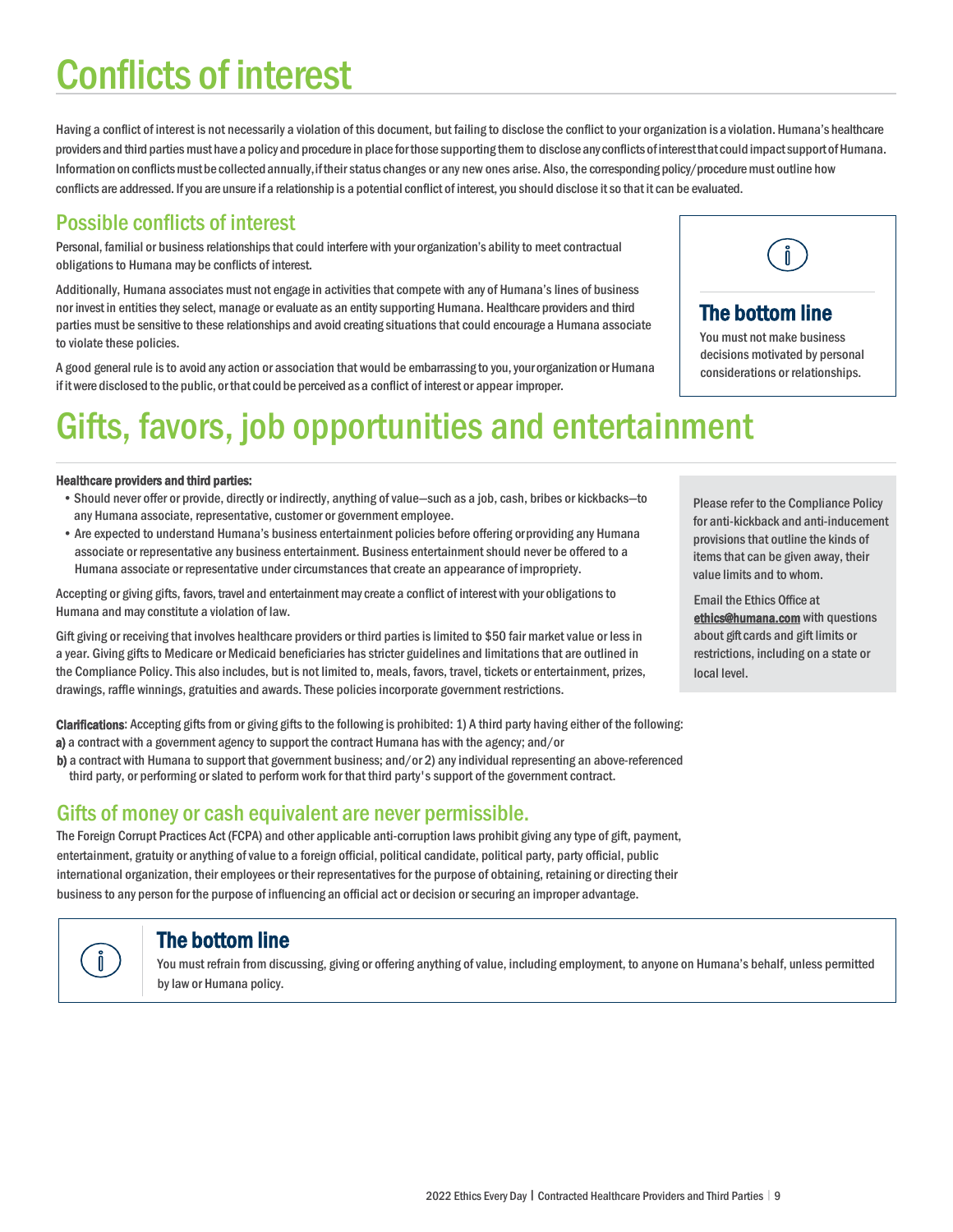# Conflicts of interest

Having a conflict of interest is not necessarily a violation of this document, but failing to disclose the conflict to your organization is a violation. Humana's healthcare providers and third parties must have a policy and procedure in place for those supporting them to disclose any conflicts of interest that could impact support of Humana. Information on conflicts must be collected annually, if their status changes or any new ones arise. Also, the corresponding policy/procedure must outline how conflicts are addressed. If you are unsure if a relationship is a potential conflict of interest, you should disclose it so that it can be evaluated.

## Possible conflicts of interest

Personal, familial or business relationships that could interfere with your organization's ability to meet contractual obligations to Humana may be conflicts of interest.

Additionally, Humana associates must not engage in activities that compete with any of Humana's lines of business nor invest in entities they select, manage or evaluate as an entity supporting Humana. Healthcare providers and third parties must be sensitive to these relationships and avoid creating situations that could encourage a Humana associate to violate these policies.

A good general rule is to avoid any action or association that would be embarrassing to you, your organization or Humana if it were disclosed to the public, or that could be perceived as a conflict of interest or appear improper.

### The bottom line

You must not make business decisions motivated by personal considerations or relationships.

# Gifts, favors, job opportunities and entertainment

**Healthcare providers and third parties:**

- Should never offer or provide, directly or indirectly, anything of value—such as a job, cash, bribes or kickbacks—to any Humana associate, representative, customer or government employee.
- Are expected to understand Humana's business entertainment policies before offering or providing any Humana associate or representative any business entertainment. Business entertainment should never be offered to a Humana associate or representative under circumstances that create an appearance of impropriety.

Accepting or giving gifts, favors, travel and entertainment may create a conflict of interest with your obligations to Humana and may constitute a violation of law.

Gift giving or receiving that involves healthcare providers or third parties is limited to $50 fair market value or less in a year. Giving gifts to Medicare or Medicaid beneficiaries has stricter guidelines and limitations that are outlined in the Compliance Policy. This also includes, but is not limited to, meals, favors, travel, tickets or entertainment, prizes, drawings, raffle winnings, gratuities and awards. These policies incorporate government restrictions.

**Clarifications**: Accepting gifts from or giving gifts to the following is prohibited: 1) A third party having either of the following:
**a)** a contract with a government agency to support the contract Humana has with the agency; and/or
**b)** a contract with Humana to support that government business; and/or 2) any individual representing an above-referenced third party, or performing or slated to perform work for that third party's support of the government contract.

Please refer to the Compliance Policy for anti-kickback and anti-inducement provisions that outline the kinds of items that can be given away, their value limits and to whom.

Email the Ethics Office at **ethics@humana.com** with questions about gift cards and gift limits or restrictions, including on a state or local level.

## Gifts of money or cash equivalent are never permissible.

The Foreign Corrupt Practices Act (FCPA) and other applicable anti-corruption laws prohibit giving any type of gift, payment, entertainment, gratuity or anything of value to a foreign official, political candidate, political party, party official, public international organization, their employees or their representatives for the purpose of obtaining, retaining or directing their business to any person for the purpose of influencing an official act or decision or securing an improper advantage.

### The bottom line

You must refrain from discussing, giving or offering anything of value, including employment, to anyone on Humana's behalf, unless permitted by law or Humana policy.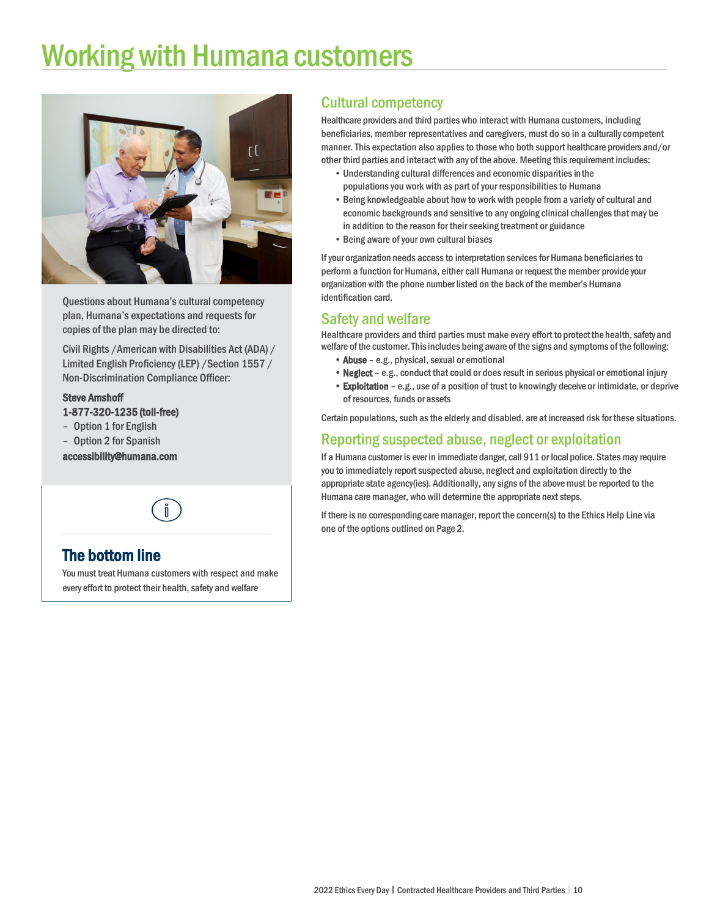# Working with Humana customers

Questions about Humana's cultural competency plan, Humana's expectations and requests for copies of the plan may be directed to:

Civil Rights /American with Disabilities Act (ADA) / Limited English Proficiency (LEP) /Section 1557 / Non-Discrimination Compliance Officer:

**Steve Amshoff**
**1-877-320-1235 (toll-free)**
– Option 1 for English
– Option 2 for Spanish
**accessibility@humana.com**

### The bottom line

You must treat Humana customers with respect and make every effort to protect their health, safety and welfare

## Cultural competency

Healthcare providers and third parties who interact with Humana customers, including beneficiaries, member representatives and caregivers, must do so in a culturally competent manner. This expectation also applies to those who both support healthcare providers and/or other third parties and interact with any of the above. Meeting this requirement includes:

- Understanding cultural differences and economic disparities in the populations you work with as part of your responsibilities to Humana
- Being knowledgeable about how to work with people from a variety of cultural and economic backgrounds and sensitive to any ongoing clinical challenges that may be in addition to the reason for their seeking treatment or guidance
- Being aware of your own cultural biases

If your organization needs access to interpretation services for Humana beneficiaries to perform a function for Humana, either call Humana or request the member provide your organization with the phone number listed on the back of the member's Humana identification card.

## Safety and welfare

Healthcare providers and third parties must make every effort to protect the health, safety and welfare of the customer. This includes being aware of the signs and symptoms of the following:

- **Abuse** – e.g., physical, sexual or emotional
- **Neglect** – e.g., conduct that could or does result in serious physical or emotional injury
- **Exploitation** – e.g., use of a position of trust to knowingly deceive or intimidate, or deprive of resources, funds or assets

Certain populations, such as the elderly and disabled, are at increased risk for these situations.

## Reporting suspected abuse, neglect or exploitation

If a Humana customer is ever in immediate danger, call 911 or local police. States may require you to immediately report suspected abuse, neglect and exploitation directly to the appropriate state agency(ies). Additionally, any signs of the above must be reported to the Humana care manager, who will determine the appropriate next steps.

If there is no corresponding care manager, report the concern(s) to the Ethics Help Line via one of the options outlined on Page 2.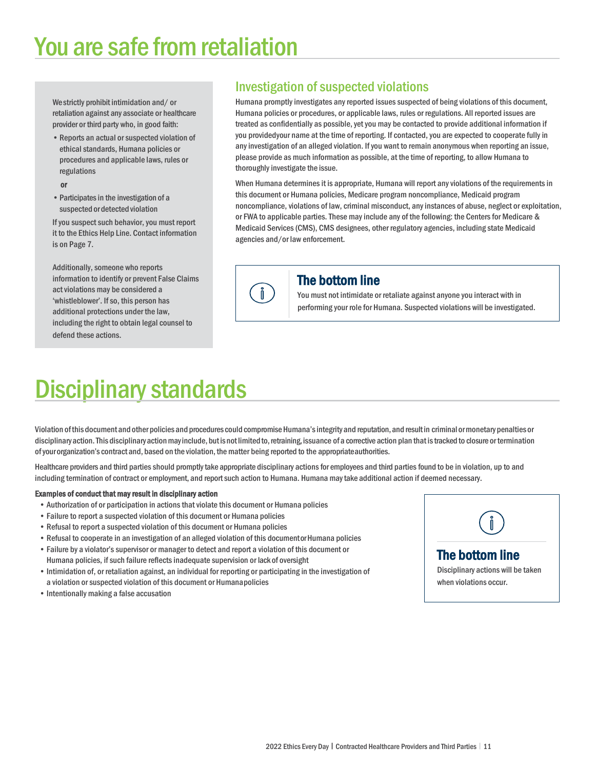# You are safe from retaliation

We strictly prohibit intimidation and/ or retaliation against any associate or healthcare provider or third party who, in good faith:

- Reports an actual or suspected violation of ethical standards, Humana policies or procedures and applicable laws, rules or regulations

**or**

- Participates in the investigation of a suspected or detected violation

If you suspect such behavior, you must report it to the Ethics Help Line. Contact information is on Page 7.

Additionally, someone who reports information to identify or prevent False Claims act violations may be considered a 'whistleblower'. If so, this person has additional protections under the law, including the right to obtain legal counsel to defend these actions.

## Investigation of suspected violations

Humana promptly investigates any reported issues suspected of being violations of this document, Humana policies or procedures, or applicable laws, rules or regulations. All reported issues are treated as confidentially as possible, yet you may be contacted to provide additional information if you providedyour name at the time of reporting. If contacted, you are expected to cooperate fully in any investigation of an alleged violation. If you want to remain anonymous when reporting an issue, please provide as much information as possible, at the time of reporting, to allow Humana to thoroughly investigate the issue.

When Humana determines it is appropriate, Humana will report any violations of the requirements in this document or Humana policies, Medicare program noncompliance, Medicaid program noncompliance, violations of law, criminal misconduct, any instances of abuse, neglect or exploitation, or FWA to applicable parties. These may include any of the following: the Centers for Medicare & Medicaid Services (CMS), CMS designees, other regulatory agencies, including state Medicaid agencies and/or law enforcement.

### The bottom line

You must not intimidate or retaliate against anyone you interact with in performing your role for Humana. Suspected violations will be investigated.

# Disciplinary standards

Violation of this document and other policies and procedures could compromise Humana's integrity and reputation, and result in criminal or monetary penalties or disciplinary action. This disciplinary action may include, but is not limited to, retraining, issuance of a corrective action plan that is tracked to closure or termination of your organization's contract and, based on the violation, the matter being reported to the appropriate authorities.

Healthcare providers and third parties should promptly take appropriate disciplinary actions for employees and third parties found to be in violation, up to and including termination of contract or employment, and report such action to Humana. Humana may take additional action if deemed necessary.

**Examples of conduct that may result in disciplinary action**

- Authorization of or participation in actions that violate this document or Humana policies
- Failure to report a suspected violation of this document or Humana policies
- Refusal to report a suspected violation of this document or Humana policies
- Refusal to cooperate in an investigation of an alleged violation of this document or Humana policies
- Failure by a violator's supervisor or manager to detect and report a violation of this document or Humana policies, if such failure reflects inadequate supervision or lack of oversight
- Intimidation of, or retaliation against, an individual for reporting or participating in the investigation of a violation or suspected violation of this document or Humana policies
- Intentionally making a false accusation

### The bottom line

Disciplinary actions will be taken when violations occur.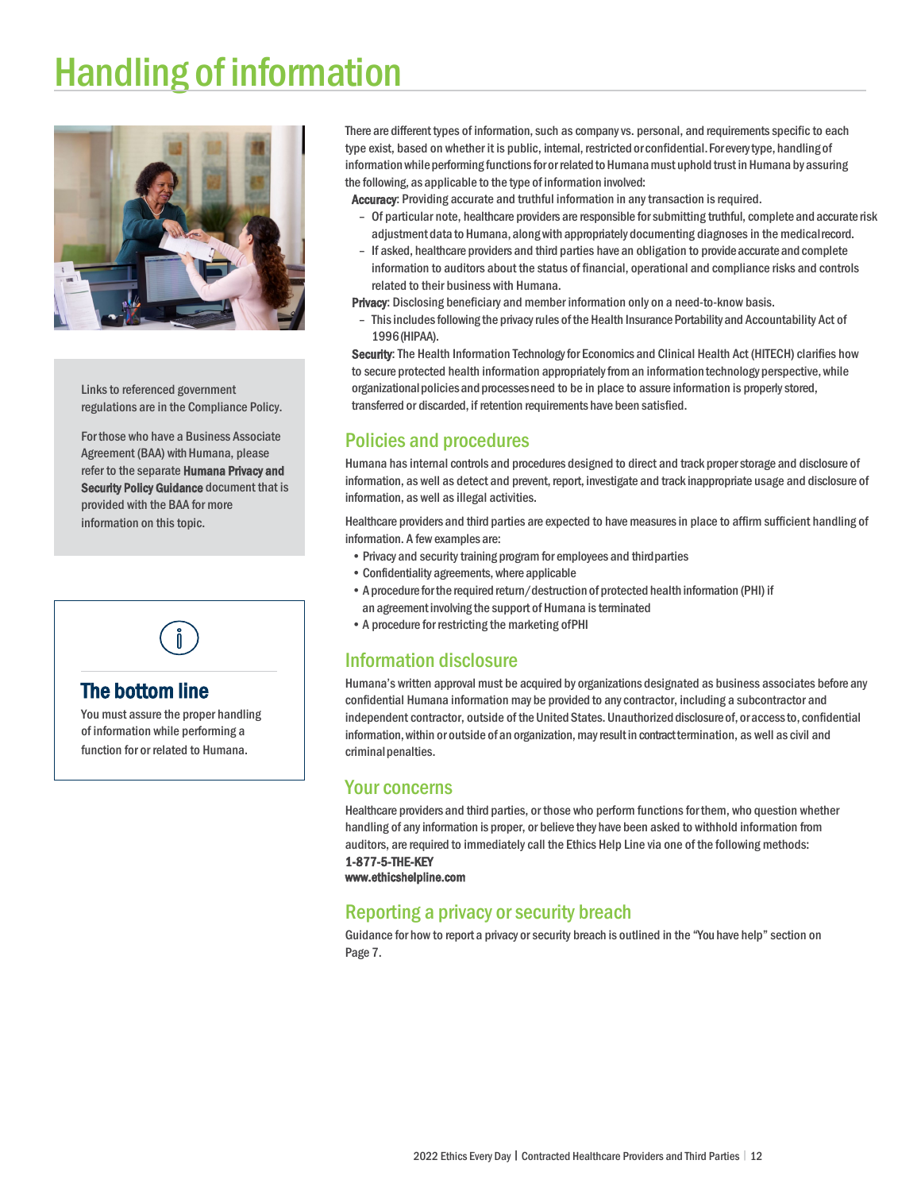# Handling of information

Links to referenced government regulations are in the Compliance Policy.

For those who have a Business Associate Agreement (BAA) with Humana, please refer to the separate **Humana Privacy and Security Policy Guidance** document that is provided with the BAA for more information on this topic.

## The bottom line

You must assure the proper handling of information while performing a function for or related to Humana.

There are different types of information, such as company vs. personal, and requirements specific to each type exist, based on whether it is public, internal, restricted or confidential. For every type, handling of information while performing functions for or related to Humana must uphold trust in Humana by assuring the following, as applicable to the type of information involved:

**Accuracy**: Providing accurate and truthful information in any transaction is required.

- Of particular note, healthcare providers are responsible for submitting truthful, complete and accurate risk adjustment data to Humana, along with appropriately documenting diagnoses in the medical record.
- If asked, healthcare providers and third parties have an obligation to provide accurate and complete information to auditors about the status of financial, operational and compliance risks and controls related to their business with Humana.

**Privacy**: Disclosing beneficiary and member information only on a need-to-know basis.

- This includes following the privacy rules of the Health Insurance Portability and Accountability Act of 1996 (HIPAA).

**Security**: The Health Information Technology for Economics and Clinical Health Act (HITECH) clarifies how to secure protected health information appropriately from an information technology perspective, while organizational policies and processes need to be in place to assure information is properly stored, transferred or discarded, if retention requirements have been satisfied.

## Policies and procedures

Humana has internal controls and procedures designed to direct and track proper storage and disclosure of information, as well as detect and prevent, report, investigate and track inappropriate usage and disclosure of information, as well as illegal activities.

Healthcare providers and third parties are expected to have measures in place to affirm sufficient handling of information. A few examples are:

- Privacy and security training program for employees and third parties
- Confidentiality agreements, where applicable
- A procedure for the required return/destruction of protected health information (PHI) if an agreement involving the support of Humana is terminated
- A procedure for restricting the marketing of PHI

## Information disclosure

Humana's written approval must be acquired by organizations designated as business associates before any confidential Humana information may be provided to any contractor, including a subcontractor and independent contractor, outside of the United States. Unauthorized disclosure of, or access to, confidential information, within or outside of an organization, may result in contract termination, as well as civil and criminal penalties.

## Your concerns

Healthcare providers and third parties, or those who perform functions for them, who question whether handling of any information is proper, or believe they have been asked to withhold information from auditors, are required to immediately call the Ethics Help Line via one of the following methods:

**1-877-5-THE-KEY**
**www.ethicshelpline.com**

## Reporting a privacy or security breach

Guidance for how to report a privacy or security breach is outlined in the "You have help" section on Page 7.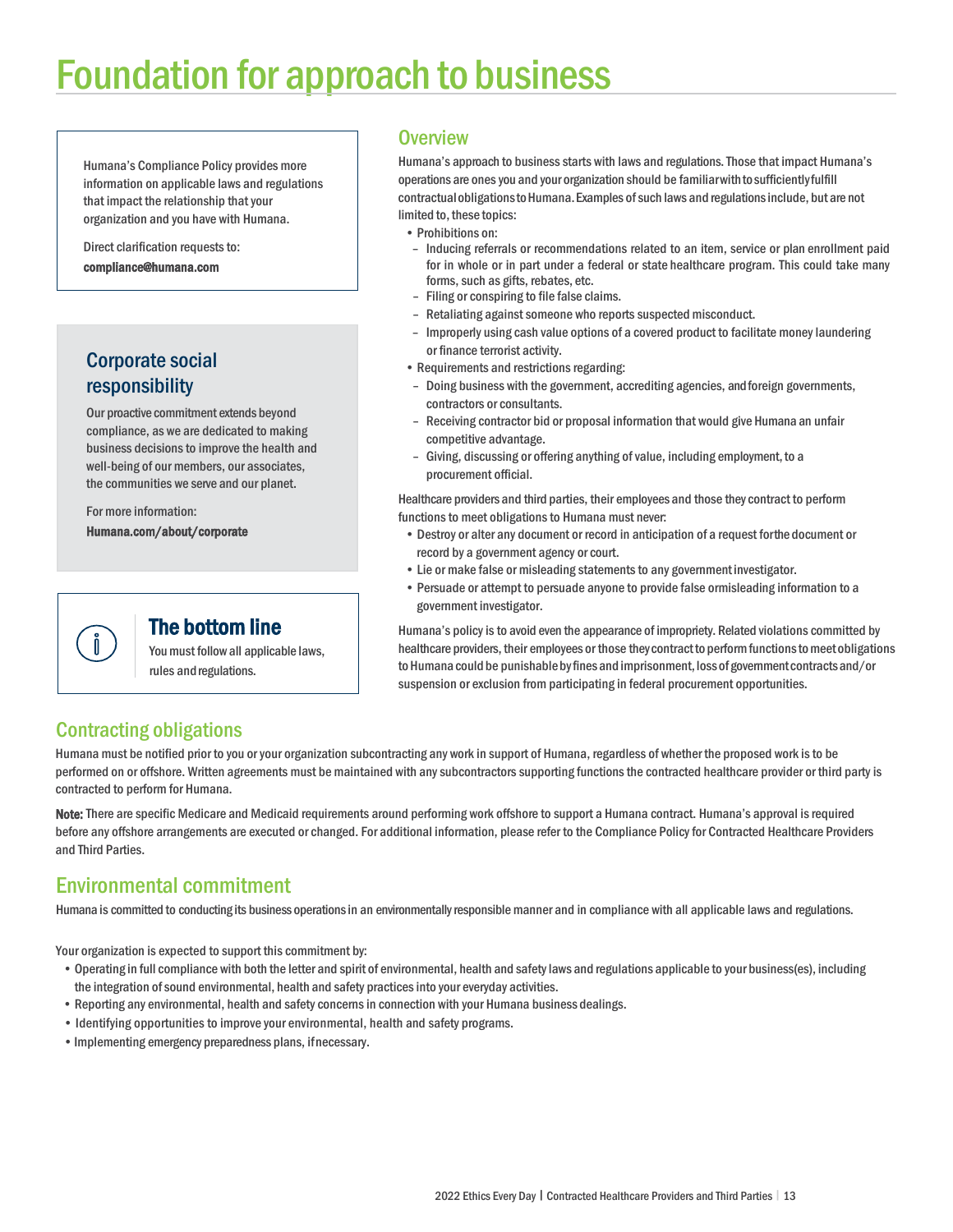# Foundation for approach to business

Humana's Compliance Policy provides more information on applicable laws and regulations that impact the relationship that your organization and you have with Humana.

Direct clarification requests to:
**compliance@humana.com**

## Corporate social responsibility

Our proactive commitment extends beyond compliance, as we are dedicated to making business decisions to improve the health and well-being of our members, our associates, the communities we serve and our planet.

For more information:
**Humana.com/about/corporate**

### The bottom line

You must follow all applicable laws, rules and regulations.

## Overview

Humana's approach to business starts with laws and regulations. Those that impact Humana's operations are ones you and your organization should be familiar with to sufficiently fulfill contractual obligations to Humana. Examples of such laws and regulations include, but are not limited to, these topics:

- Prohibitions on:
  - Inducing referrals or recommendations related to an item, service or plan enrollment paid for in whole or in part under a federal or state healthcare program. This could take many forms, such as gifts, rebates, etc.
  - Filing or conspiring to file false claims.
  - Retaliating against someone who reports suspected misconduct.
  - Improperly using cash value options of a covered product to facilitate money laundering or finance terrorist activity.
- Requirements and restrictions regarding:
  - Doing business with the government, accrediting agencies, and foreign governments, contractors or consultants.
  - Receiving contractor bid or proposal information that would give Humana an unfair competitive advantage.
  - Giving, discussing or offering anything of value, including employment, to a procurement official.

Healthcare providers and third parties, their employees and those they contract to perform functions to meet obligations to Humana must never:

- Destroy or alter any document or record in anticipation of a request for the document or record by a government agency or court.
- Lie or make false or misleading statements to any government investigator.
- Persuade or attempt to persuade anyone to provide false or misleading information to a government investigator.

Humana's policy is to avoid even the appearance of impropriety. Related violations committed by healthcare providers, their employees or those they contract to perform functions to meet obligations to Humana could be punishable by fines and imprisonment, loss of government contracts and/or suspension or exclusion from participating in federal procurement opportunities.

## Contracting obligations

Humana must be notified prior to you or your organization subcontracting any work in support of Humana, regardless of whether the proposed work is to be performed on or offshore. Written agreements must be maintained with any subcontractors supporting functions the contracted healthcare provider or third party is contracted to perform for Humana.

**Note:** There are specific Medicare and Medicaid requirements around performing work offshore to support a Humana contract. Humana's approval is required before any offshore arrangements are executed or changed. For additional information, please refer to the Compliance Policy for Contracted Healthcare Providers and Third Parties.

## Environmental commitment

Humana is committed to conducting its business operations in an environmentally responsible manner and in compliance with all applicable laws and regulations.

Your organization is expected to support this commitment by:

- Operating in full compliance with both the letter and spirit of environmental, health and safety laws and regulations applicable to your business(es), including the integration of sound environmental, health and safety practices into your everyday activities.
- Reporting any environmental, health and safety concerns in connection with your Humana business dealings.
- Identifying opportunities to improve your environmental, health and safety programs.
- Implementing emergency preparedness plans, if necessary.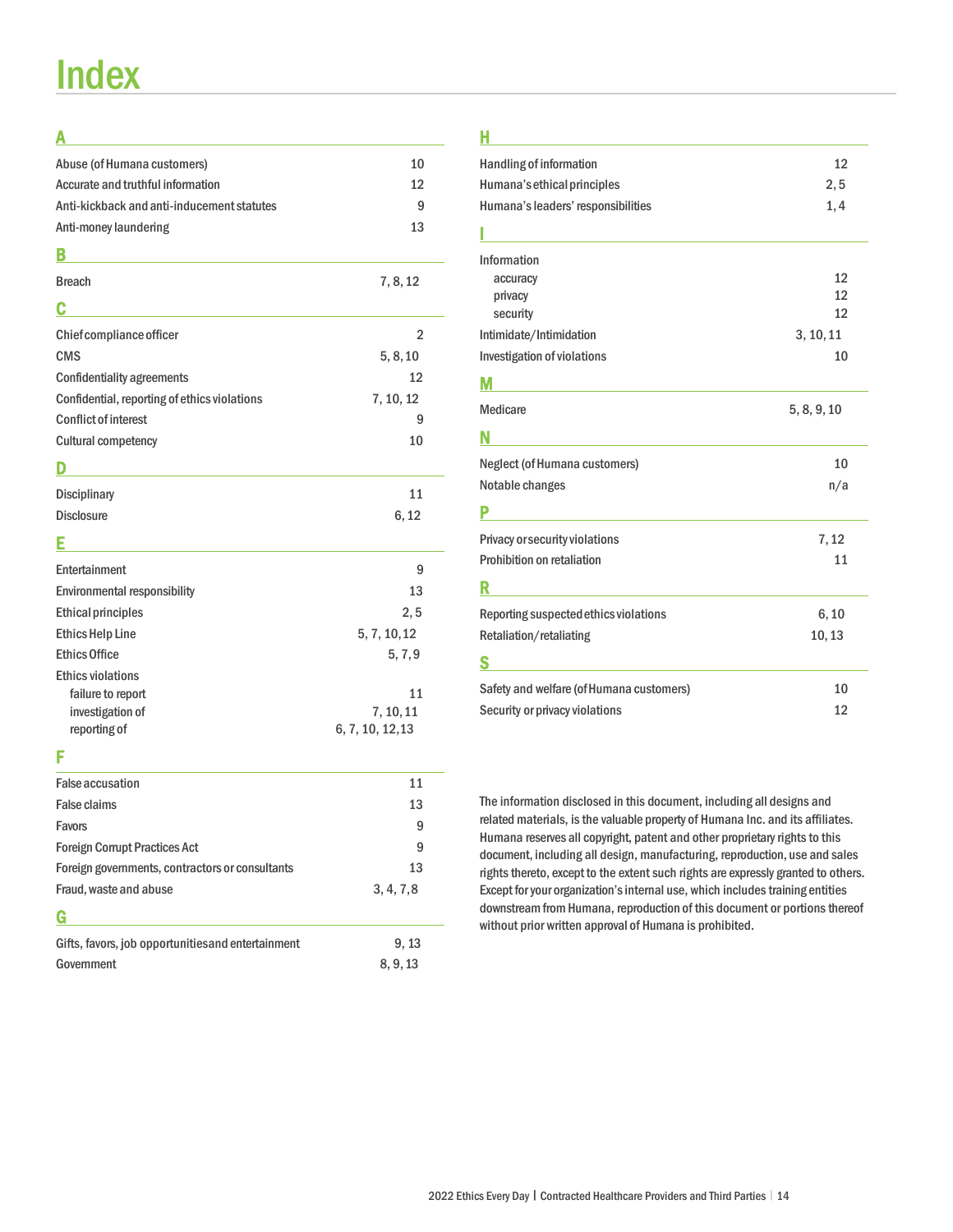# Index

## A

| | |
|---|---|
| Abuse (of Humana customers) | 10 |
| Accurate and truthful information | 12 |
| Anti-kickback and anti-inducement statutes | 9 |
| Anti-money laundering | 13 |

## B

| | |
|---|---|
| Breach | 7, 8, 12 |

## C

| | |
|---|---|
| Chief compliance officer | 2 |
| CMS | 5, 8, 10 |
| Confidentiality agreements | 12 |
| Confidential, reporting of ethics violations | 7, 10, 12 |
| Conflict of interest | 9 |
| Cultural competency | 10 |

## D

| | |
|---|---|
| Disciplinary | 11 |
| Disclosure | 6, 12 |

## E

| | |
|---|---|
| Entertainment | 9 |
| Environmental responsibility | 13 |
| Ethical principles | 2, 5 |
| Ethics Help Line | 5, 7, 10, 12 |
| Ethics Office | 5, 7, 9 |
| Ethics violations | |
| failure to report | 11 |
| investigation of | 7, 10, 11 |
| reporting of | 6, 7, 10, 12, 13 |

## F

| | |
|---|---|
| False accusation | 11 |
| False claims | 13 |
| Favors | 9 |
| Foreign Corrupt Practices Act | 9 |
| Foreign governments, contractors or consultants | 13 |
| Fraud, waste and abuse | 3, 4, 7, 8 |

## G

| | |
|---|---|
| Gifts, favors, job opportunities and entertainment | 9, 13 |
| Government | 8, 9, 13 |

## H

| | |
|---|---|
| Handling of information | 12 |
| Humana's ethical principles | 2, 5 |
| Humana's leaders' responsibilities | 1, 4 |

## I

| | |
|---|---|
| Information | |
| accuracy | 12 |
| privacy | 12 |
| security | 12 |
| Intimidate/Intimidation | 3, 10, 11 |
| Investigation of violations | 10 |

## M

| | |
|---|---|
| Medicare | 5, 8, 9, 10 |

## N

| | |
|---|---|
| Neglect (of Humana customers) | 10 |
| Notable changes | n/a |

## P

| | |
|---|---|
| Privacy or security violations | 7, 12 |
| Prohibition on retaliation | 11 |

## R

| | |
|---|---|
| Reporting suspected ethics violations | 6, 10 |
| Retaliation/retaliating | 10, 13 |

## S

| | |
|---|---|
| Safety and welfare (of Humana customers) | 10 |
| Security or privacy violations | 12 |

The information disclosed in this document, including all designs and related materials, is the valuable property of Humana Inc. and its affiliates. Humana reserves all copyright, patent and other proprietary rights to this document, including all design, manufacturing, reproduction, use and sales rights thereto, except to the extent such rights are expressly granted to others. Except for your organization's internal use, which includes training entities downstream from Humana, reproduction of this document or portions thereof without prior written approval of Humana is prohibited.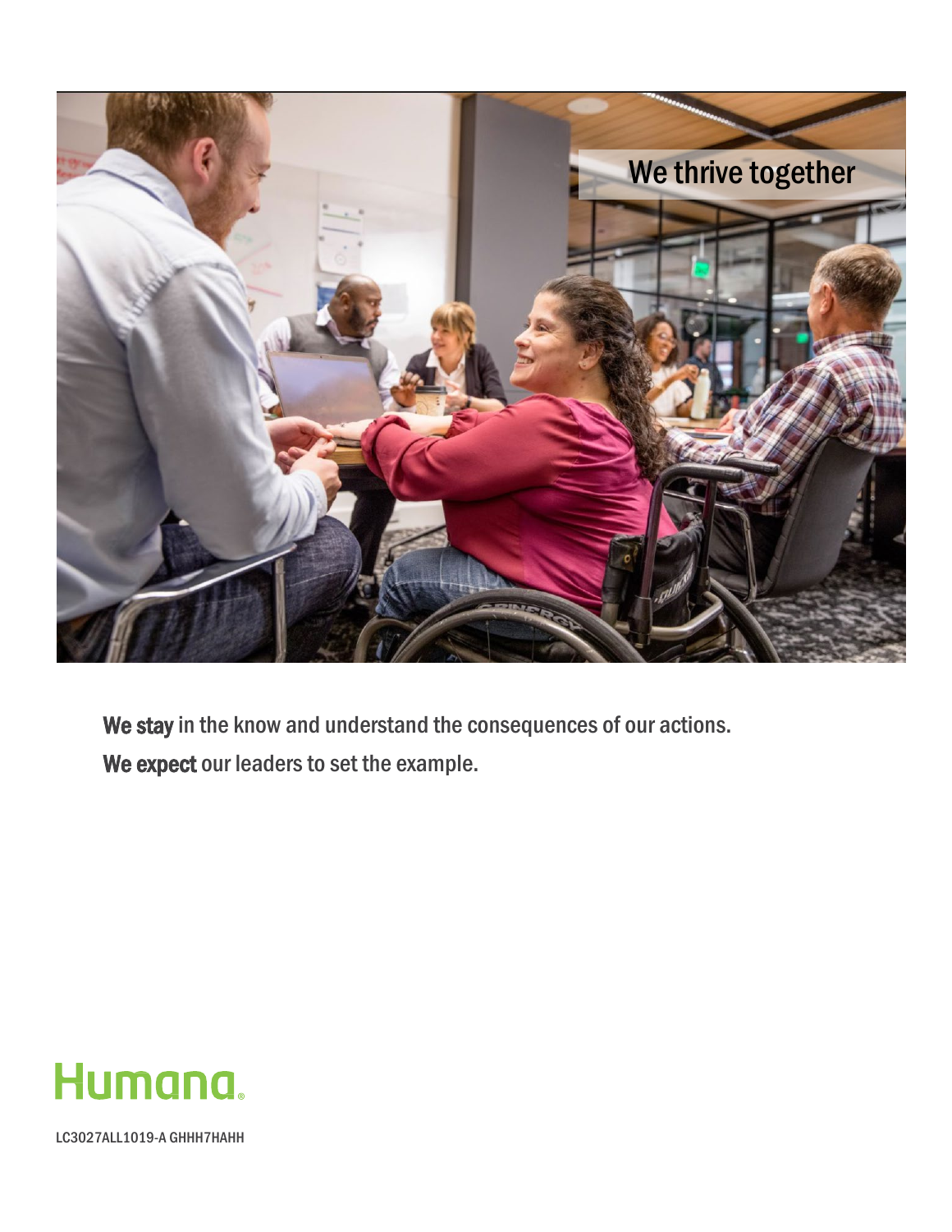We thrive together

**We stay** in the know and understand the consequences of our actions.

**We expect** our leaders to set the example.

Humana.

LC3027ALL1019-A GHHH7HAHH